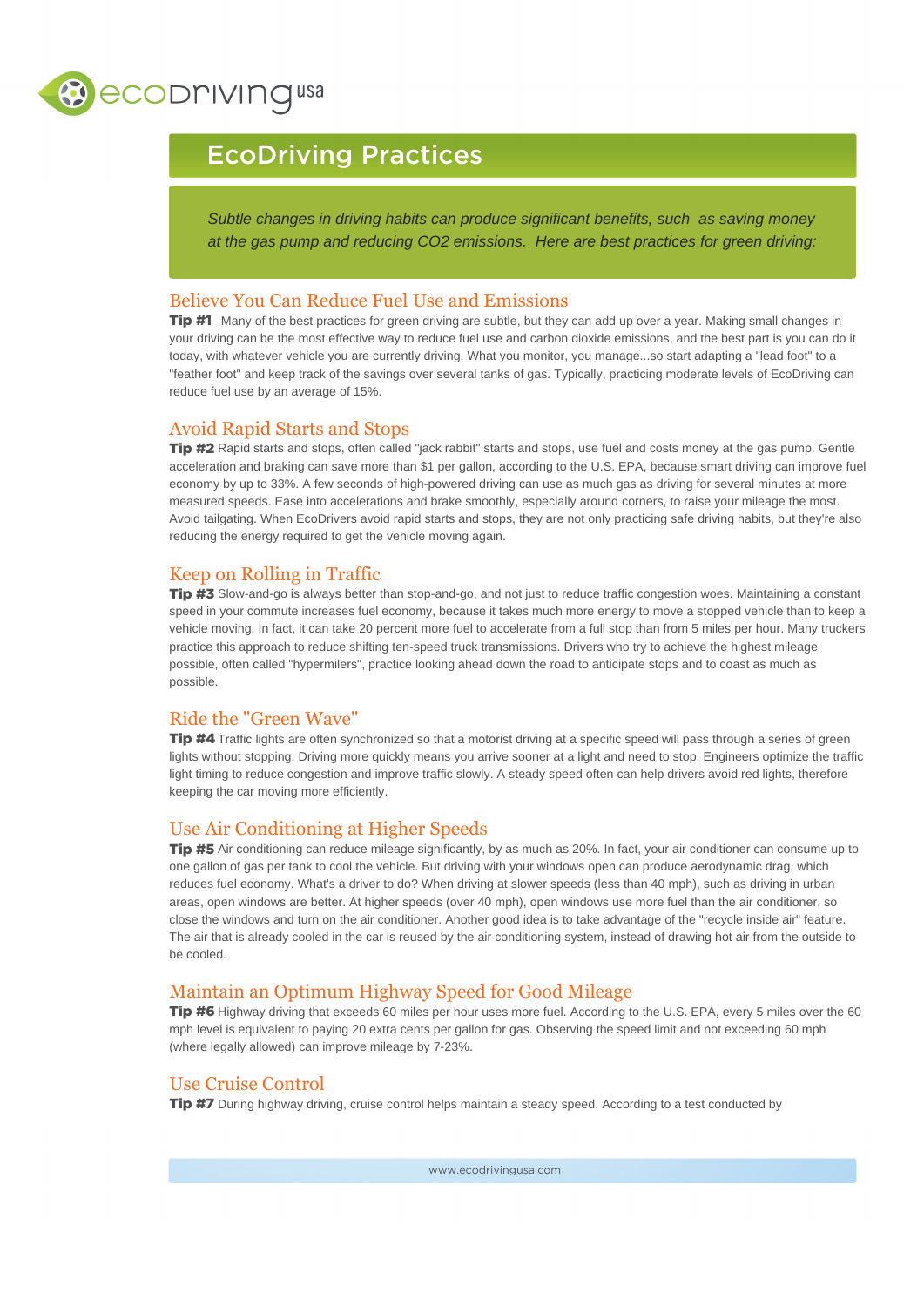ecoDriving usa

# EcoDriving Practices

*Subtle changes in driving habits can produce significant benefits, such as saving money at the gas pump and reducing CO2 emissions. Here are best practices for green driving:*

## Believe You Can Reduce Fuel Use and Emissions

**Tip #1** Many of the best practices for green driving are subtle, but they can add up over a year. Making small changes in your driving can be the most effective way to reduce fuel use and carbon dioxide emissions, and the best part is you can do it today, with whatever vehicle you are currently driving. What you monitor, you manage...so start adapting a "lead foot" to a "feather foot" and keep track of the savings over several tanks of gas. Typically, practicing moderate levels of EcoDriving can reduce fuel use by an average of 15%.

## Avoid Rapid Starts and Stops

**Tip #2** Rapid starts and stops, often called "jack rabbit" starts and stops, use fuel and costs money at the gas pump. Gentle acceleration and braking can save more than $1 per gallon, according to the U.S. EPA, because smart driving can improve fuel economy by up to 33%. A few seconds of high-powered driving can use as much gas as driving for several minutes at more measured speeds. Ease into accelerations and brake smoothly, especially around corners, to raise your mileage the most. Avoid tailgating. When EcoDrivers avoid rapid starts and stops, they are not only practicing safe driving habits, but they're also reducing the energy required to get the vehicle moving again.

## Keep on Rolling in Traffic

**Tip #3** Slow-and-go is always better than stop-and-go, and not just to reduce traffic congestion woes. Maintaining a constant speed in your commute increases fuel economy, because it takes much more energy to move a stopped vehicle than to keep a vehicle moving. In fact, it can take 20 percent more fuel to accelerate from a full stop than from 5 miles per hour. Many truckers practice this approach to reduce shifting ten-speed truck transmissions. Drivers who try to achieve the highest mileage possible, often called "hypermilers", practice looking ahead down the road to anticipate stops and to coast as much as possible.

## Ride the "Green Wave"

**Tip #4** Traffic lights are often synchronized so that a motorist driving at a specific speed will pass through a series of green lights without stopping. Driving more quickly means you arrive sooner at a light and need to stop. Engineers optimize the traffic light timing to reduce congestion and improve traffic slowly. A steady speed often can help drivers avoid red lights, therefore keeping the car moving more efficiently.

## Use Air Conditioning at Higher Speeds

**Tip #5** Air conditioning can reduce mileage significantly, by as much as 20%. In fact, your air conditioner can consume up to one gallon of gas per tank to cool the vehicle. But driving with your windows open can produce aerodynamic drag, which reduces fuel economy. What's a driver to do? When driving at slower speeds (less than 40 mph), such as driving in urban areas, open windows are better. At higher speeds (over 40 mph), open windows use more fuel than the air conditioner, so close the windows and turn on the air conditioner. Another good idea is to take advantage of the "recycle inside air" feature. The air that is already cooled in the car is reused by the air conditioning system, instead of drawing hot air from the outside to be cooled.

## Maintain an Optimum Highway Speed for Good Mileage

**Tip #6** Highway driving that exceeds 60 miles per hour uses more fuel. According to the U.S. EPA, every 5 miles over the 60 mph level is equivalent to paying 20 extra cents per gallon for gas. Observing the speed limit and not exceeding 60 mph (where legally allowed) can improve mileage by 7-23%.

## Use Cruise Control

**Tip #7** During highway driving, cruise control helps maintain a steady speed. According to a test conducted by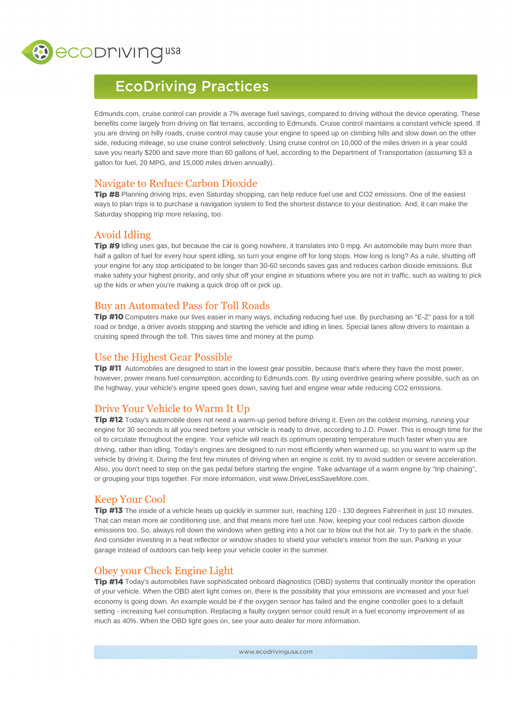## EcoDriving Practices

Edmunds.com, cruise control can provide a 7% average fuel savings, compared to driving without the device operating. These benefits come largely from driving on flat terrains, according to Edmunds. Cruise control maintains a constant vehicle speed. If you are driving on hilly roads, cruise control may cause your engine to speed up on climbing hills and slow down on the other side, reducing mileage, so use cruise control selectively. Using cruise control on 10,000 of the miles driven in a year could save you nearly $200 and save more than 60 gallons of fuel, according to the Department of Transportation (assuming $3 a gallon for fuel, 20 MPG, and 15,000 miles driven annually).

### Navigate to Reduce Carbon Dioxide

**Tip #8** Planning driving trips, even Saturday shopping, can help reduce fuel use and CO2 emissions. One of the easiest ways to plan trips is to purchase a navigation system to find the shortest distance to your destination. And, it can make the Saturday shopping trip more relaxing, too.

### Avoid Idling

**Tip #9** Idling uses gas, but because the car is going nowhere, it translates into 0 mpg. An automobile may burn more than half a gallon of fuel for every hour spent idling, so turn your engine off for long stops. How long is long? As a rule, shutting off your engine for any stop anticipated to be longer than 30-60 seconds saves gas and reduces carbon dioxide emissions. But make safety your highest priority, and only shut off your engine in situations where you are not in traffic, such as waiting to pick up the kids or when you're making a quick drop off or pick up.

### Buy an Automated Pass for Toll Roads

**Tip #10** Computers make our lives easier in many ways, including reducing fuel use. By purchasing an "E-Z" pass for a toll road or bridge, a driver avoids stopping and starting the vehicle and idling in lines. Special lanes allow drivers to maintain a cruising speed through the toll. This saves time and money at the pump.

### Use the Highest Gear Possible

**Tip #11** Automobiles are designed to start in the lowest gear possible, because that's where they have the most power, however, power means fuel consumption, according to Edmunds.com. By using overdrive gearing where possible, such as on the highway, your vehicle's engine speed goes down, saving fuel and engine wear while reducing CO2 emissions.

### Drive Your Vehicle to Warm It Up

**Tip #12** Today's automobile does not need a warm-up period before driving it. Even on the coldest morning, running your engine for 30 seconds is all you need before your vehicle is ready to drive, according to J.D. Power. This is enough time for the oil to circulate throughout the engine. Your vehicle will reach its optimum operating temperature much faster when you are driving, rather than idling. Today's engines are designed to run most efficiently when warmed up, so you want to warm up the vehicle by driving it. During the first few minutes of driving when an engine is cold, try to avoid sudden or severe acceleration. Also, you don't need to step on the gas pedal before starting the engine. Take advantage of a warm engine by "trip chaining", or grouping your trips together. For more information, visit www.DriveLessSaveMore.com.

### Keep Your Cool

**Tip #13** The inside of a vehicle heats up quickly in summer sun, reaching 120 - 130 degrees Fahrenheit in just 10 minutes. That can mean more air conditioning use, and that means more fuel use. Now, keeping your cool reduces carbon dioxide emissions too. So, always roll down the windows when getting into a hot car to blow out the hot air. Try to park in the shade. And consider investing in a heat reflector or window shades to shield your vehicle's interior from the sun. Parking in your garage instead of outdoors can help keep your vehicle cooler in the summer.

### Obey your Check Engine Light

**Tip #14** Today's automobiles have sophisticated onboard diagnostics (OBD) systems that continually monitor the operation of your vehicle. When the OBD alert light comes on, there is the possibility that your emissions are increased and your fuel economy is going down. An example would be if the oxygen sensor has failed and the engine controller goes to a default setting - increasing fuel consumption. Replacing a faulty oxygen sensor could result in a fuel economy improvement of as much as 40%. When the OBD light goes on, see your auto dealer for more information.